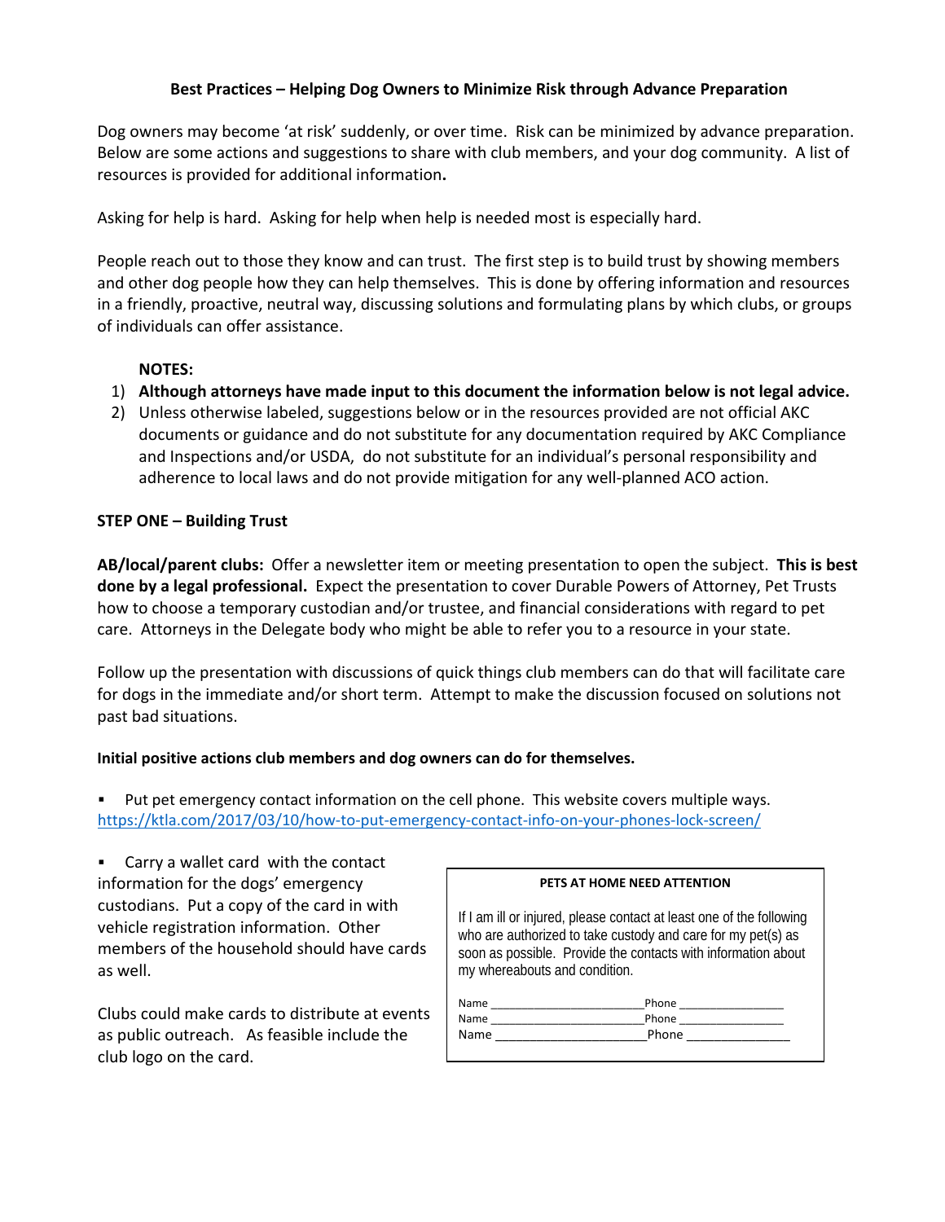# Best Practices – Helping Dog Owners to Minimize Risk through Advance Preparation

Dog owners may become 'at risk' suddenly, or over time. Risk can be minimized by advance preparation. Below are some actions and suggestions to share with club members, and your dog community. A list of resources is provided for additional information**.**

Asking for help is hard. Asking for help when help is needed most is especially hard.

People reach out to those they know and can trust. The first step is to build trust by showing members and other dog people how they can help themselves. This is done by offering information and resources in a friendly, proactive, neutral way, discussing solutions and formulating plans by which clubs, or groups of individuals can offer assistance.

**NOTES:**

1) **Although attorneys have made input to this document the information below is not legal advice.**
2) Unless otherwise labeled, suggestions below or in the resources provided are not official AKC documents or guidance and do not substitute for any documentation required by AKC Compliance and Inspections and/or USDA, do not substitute for an individual's personal responsibility and adherence to local laws and do not provide mitigation for any well-planned ACO action.

## STEP ONE – Building Trust

**AB/local/parent clubs:** Offer a newsletter item or meeting presentation to open the subject. **This is best done by a legal professional.** Expect the presentation to cover Durable Powers of Attorney, Pet Trusts how to choose a temporary custodian and/or trustee, and financial considerations with regard to pet care. Attorneys in the Delegate body who might be able to refer you to a resource in your state.

Follow up the presentation with discussions of quick things club members can do that will facilitate care for dogs in the immediate and/or short term. Attempt to make the discussion focused on solutions not past bad situations.

**Initial positive actions club members and dog owners can do for themselves.**

- Put pet emergency contact information on the cell phone. This website covers multiple ways. https://ktla.com/2017/03/10/how-to-put-emergency-contact-info-on-your-phones-lock-screen/

- Carry a wallet card with the contact information for the dogs' emergency custodians. Put a copy of the card in with vehicle registration information. Other members of the household should have cards as well.

Clubs could make cards to distribute at events as public outreach. As feasible include the club logo on the card.

> **PETS AT HOME NEED ATTENTION**
>
> If I am ill or injured, please contact at least one of the following who are authorized to take custody and care for my pet(s) as soon as possible. Provide the contacts with information about my whereabouts and condition.
>
> Name ______________________ Phone ________________
> Name ______________________ Phone ________________
> Name ______________________ Phone ________________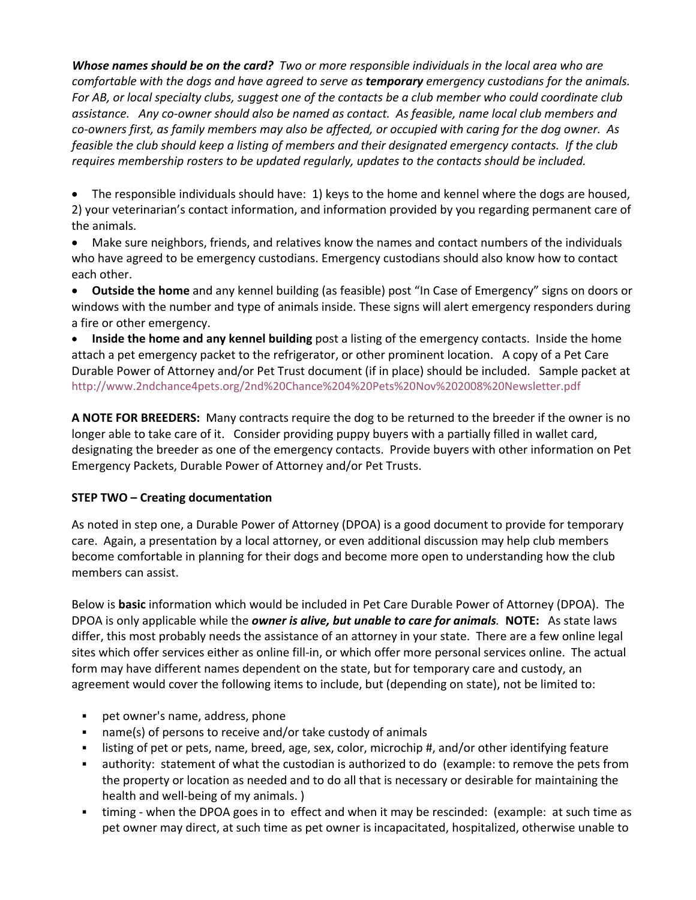***Whose names should be on the card?*** *Two or more responsible individuals in the local area who are comfortable with the dogs and have agreed to serve as **temporary** emergency custodians for the animals. For AB, or local specialty clubs, suggest one of the contacts be a club member who could coordinate club assistance. Any co-owner should also be named as contact. As feasible, name local club members and co-owners first, as family members may also be affected, or occupied with caring for the dog owner. As feasible the club should keep a listing of members and their designated emergency contacts. If the club requires membership rosters to be updated regularly, updates to the contacts should be included.*

- The responsible individuals should have: 1) keys to the home and kennel where the dogs are housed, 2) your veterinarian's contact information, and information provided by you regarding permanent care of the animals.
- Make sure neighbors, friends, and relatives know the names and contact numbers of the individuals who have agreed to be emergency custodians. Emergency custodians should also know how to contact each other.
- **Outside the home** and any kennel building (as feasible) post "In Case of Emergency" signs on doors or windows with the number and type of animals inside. These signs will alert emergency responders during a fire or other emergency.
- **Inside the home and any kennel building** post a listing of the emergency contacts. Inside the home attach a pet emergency packet to the refrigerator, or other prominent location. A copy of a Pet Care Durable Power of Attorney and/or Pet Trust document (if in place) should be included. Sample packet at http://www.2ndchance4pets.org/2nd%20Chance%204%20Pets%20Nov%202008%20Newsletter.pdf

**A NOTE FOR BREEDERS:** Many contracts require the dog to be returned to the breeder if the owner is no longer able to take care of it. Consider providing puppy buyers with a partially filled in wallet card, designating the breeder as one of the emergency contacts. Provide buyers with other information on Pet Emergency Packets, Durable Power of Attorney and/or Pet Trusts.

**STEP TWO – Creating documentation**

As noted in step one, a Durable Power of Attorney (DPOA) is a good document to provide for temporary care. Again, a presentation by a local attorney, or even additional discussion may help club members become comfortable in planning for their dogs and become more open to understanding how the club members can assist.

Below is **basic** information which would be included in Pet Care Durable Power of Attorney (DPOA). The DPOA is only applicable while the ***owner is alive, but unable to care for animals**.* **NOTE:** As state laws differ, this most probably needs the assistance of an attorney in your state. There are a few online legal sites which offer services either as online fill-in, or which offer more personal services online. The actual form may have different names dependent on the state, but for temporary care and custody, an agreement would cover the following items to include, but (depending on state), not be limited to:

- pet owner's name, address, phone
- name(s) of persons to receive and/or take custody of animals
- listing of pet or pets, name, breed, age, sex, color, microchip #, and/or other identifying feature
- authority: statement of what the custodian is authorized to do (example: to remove the pets from the property or location as needed and to do all that is necessary or desirable for maintaining the health and well-being of my animals. )
- timing - when the DPOA goes in to effect and when it may be rescinded: (example: at such time as pet owner may direct, at such time as pet owner is incapacitated, hospitalized, otherwise unable to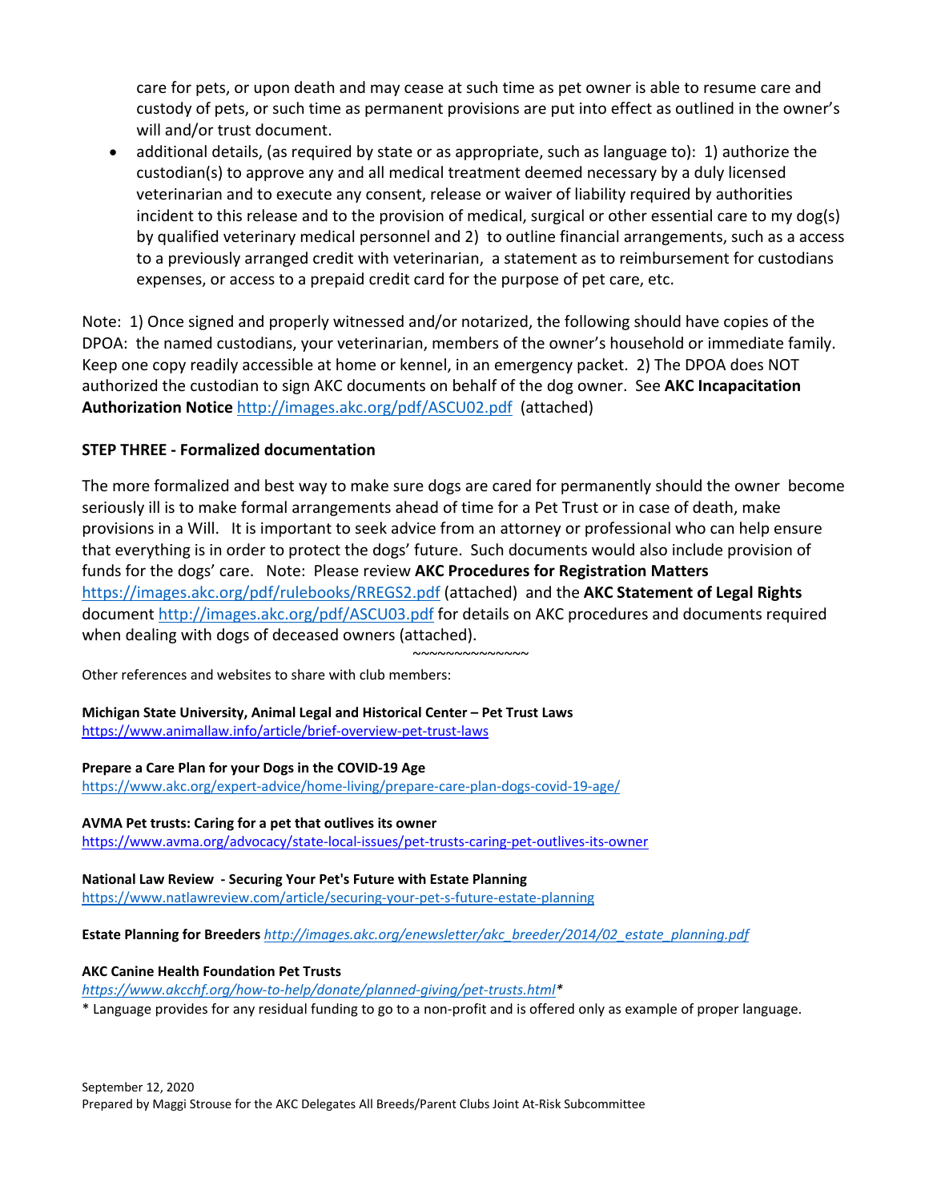care for pets, or upon death and may cease at such time as pet owner is able to resume care and custody of pets, or such time as permanent provisions are put into effect as outlined in the owner's will and/or trust document.

- additional details, (as required by state or as appropriate, such as language to): 1) authorize the custodian(s) to approve any and all medical treatment deemed necessary by a duly licensed veterinarian and to execute any consent, release or waiver of liability required by authorities incident to this release and to the provision of medical, surgical or other essential care to my dog(s) by qualified veterinary medical personnel and 2) to outline financial arrangements, such as a access to a previously arranged credit with veterinarian, a statement as to reimbursement for custodians expenses, or access to a prepaid credit card for the purpose of pet care, etc.

Note: 1) Once signed and properly witnessed and/or notarized, the following should have copies of the DPOA: the named custodians, your veterinarian, members of the owner's household or immediate family. Keep one copy readily accessible at home or kennel, in an emergency packet. 2) The DPOA does NOT authorized the custodian to sign AKC documents on behalf of the dog owner. See **AKC Incapacitation Authorization Notice** http://images.akc.org/pdf/ASCU02.pdf (attached)

**STEP THREE - Formalized documentation**

The more formalized and best way to make sure dogs are cared for permanently should the owner become seriously ill is to make formal arrangements ahead of time for a Pet Trust or in case of death, make provisions in a Will. It is important to seek advice from an attorney or professional who can help ensure that everything is in order to protect the dogs' future. Such documents would also include provision of funds for the dogs' care. Note: Please review **AKC Procedures for Registration Matters** https://images.akc.org/pdf/rulebooks/RREGS2.pdf (attached) and the **AKC Statement of Legal Rights** document http://images.akc.org/pdf/ASCU03.pdf for details on AKC procedures and documents required when dealing with dogs of deceased owners (attached).

~~~~~~~~~~~~~~

Other references and websites to share with club members:

**Michigan State University, Animal Legal and Historical Center – Pet Trust Laws**
https://www.animallaw.info/article/brief-overview-pet-trust-laws

**Prepare a Care Plan for your Dogs in the COVID-19 Age**
https://www.akc.org/expert-advice/home-living/prepare-care-plan-dogs-covid-19-age/

**AVMA Pet trusts: Caring for a pet that outlives its owner**
https://www.avma.org/advocacy/state-local-issues/pet-trusts-caring-pet-outlives-its-owner

**National Law Review - Securing Your Pet's Future with Estate Planning**
https://www.natlawreview.com/article/securing-your-pet-s-future-estate-planning

**Estate Planning for Breeders** *http://images.akc.org/enewsletter/akc_breeder/2014/02_estate_planning.pdf*

**AKC Canine Health Foundation Pet Trusts**
*https://www.akcchf.org/how-to-help/donate/planned-giving/pet-trusts.html**

* Language provides for any residual funding to go to a non-profit and is offered only as example of proper language.

September 12, 2020
Prepared by Maggi Strouse for the AKC Delegates All Breeds/Parent Clubs Joint At-Risk Subcommittee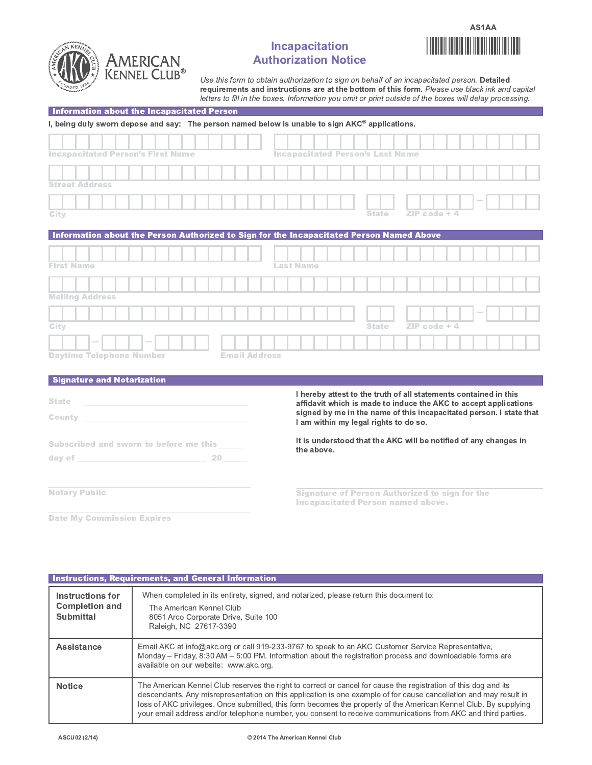AS1AA

AMERICAN KENNEL CLUB®

# Incapacitation Authorization Notice

*Use this form to obtain authorization to sign on behalf of an incapacitated person.* **Detailed requirements and instructions are at the bottom of this form.** *Please use black ink and capital letters to fill in the boxes. Information you omit or print outside of the boxes will delay processing.*

## Information about the Incapacitated Person

**I, being duly sworn depose and say: The person named below is unable to sign AKC® applications.**

Incapacitated Person's First Name

Incapacitated Person's Last Name

Street Address

City

State

ZIP code + 4

## Information about the Person Authorized to Sign for the Incapacitated Person Named Above

First Name

Last Name

Mailing Address

City

State

ZIP code + 4

Daytime Telephone Number

Email Address

## Signature and Notarization

State ______________________

County ______________________

Subscribed and sworn to before me this ______ day of ______________________, 20______

______________________
Notary Public

______________________
Date My Commission Expires

**I hereby attest to the truth of all statements contained in this affidavit which is made to induce the AKC to accept applications signed by me in the name of this incapacitated person. I state that I am within my legal rights to do so.**

**It is understood that the AKC will be notified of any changes in the above.**

______________________
Signature of Person Authorized to sign for the Incapacitated Person named above.

## Instructions, Requirements, and General Information

| | |
|---|---|
| **Instructions for Completion and Submittal** | When completed in its entirety, signed, and notarized, please return this document to: The American Kennel Club, 8051 Arco Corporate Drive, Suite 100, Raleigh, NC 27617-3390 |
| **Assistance** | Email AKC at info@akc.org or call 919-233-9767 to speak to an AKC Customer Service Representative, Monday – Friday, 8:30 AM – 5:00 PM. Information about the registration process and downloadable forms are available on our website: www.akc.org. |
| **Notice** | The American Kennel Club reserves the right to correct or cancel for cause the registration of this dog and its descendants. Any misrepresentation on this application is one example of for cause cancellation and may result in loss of AKC privileges. Once submitted, this form becomes the property of the American Kennel Club. By supplying your email address and/or telephone number, you consent to receive communications from AKC and third parties. |

ASCU02 (2/14)

© 2014 The American Kennel Club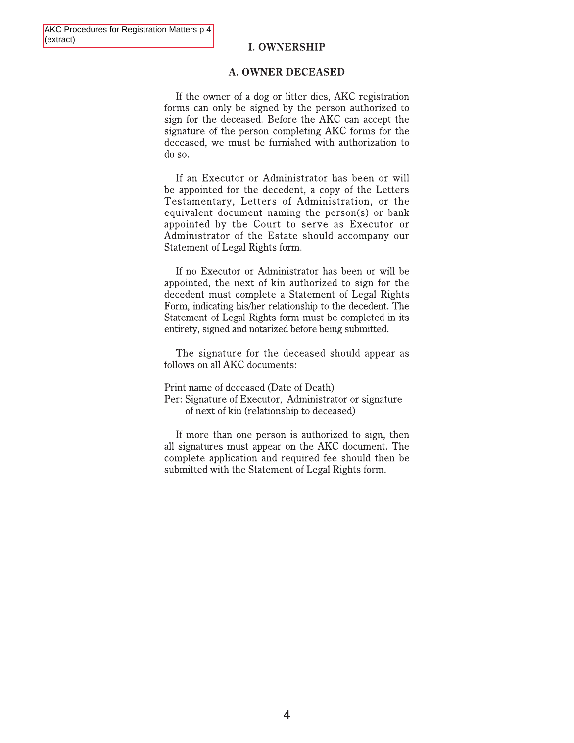AKC Procedures for Registration Matters p 4 (extract)

# I. OWNERSHIP

## A. OWNER DECEASED

If the owner of a dog or litter dies, AKC registration forms can only be signed by the person authorized to sign for the deceased. Before the AKC can accept the signature of the person completing AKC forms for the deceased, we must be furnished with authorization to do so.

If an Executor or Administrator has been or will be appointed for the decedent, a copy of the Letters Testamentary, Letters of Administration, or the equivalent document naming the person(s) or bank appointed by the Court to serve as Executor or Administrator of the Estate should accompany our Statement of Legal Rights form.

If no Executor or Administrator has been or will be appointed, the next of kin authorized to sign for the decedent must complete a Statement of Legal Rights Form, indicating his/her relationship to the decedent. The Statement of Legal Rights form must be completed in its entirety, signed and notarized before being submitted.

The signature for the deceased should appear as follows on all AKC documents:

Print name of deceased (Date of Death)
Per: Signature of Executor, Administrator or signature of next of kin (relationship to deceased)

If more than one person is authorized to sign, then all signatures must appear on the AKC document. The complete application and required fee should then be submitted with the Statement of Legal Rights form.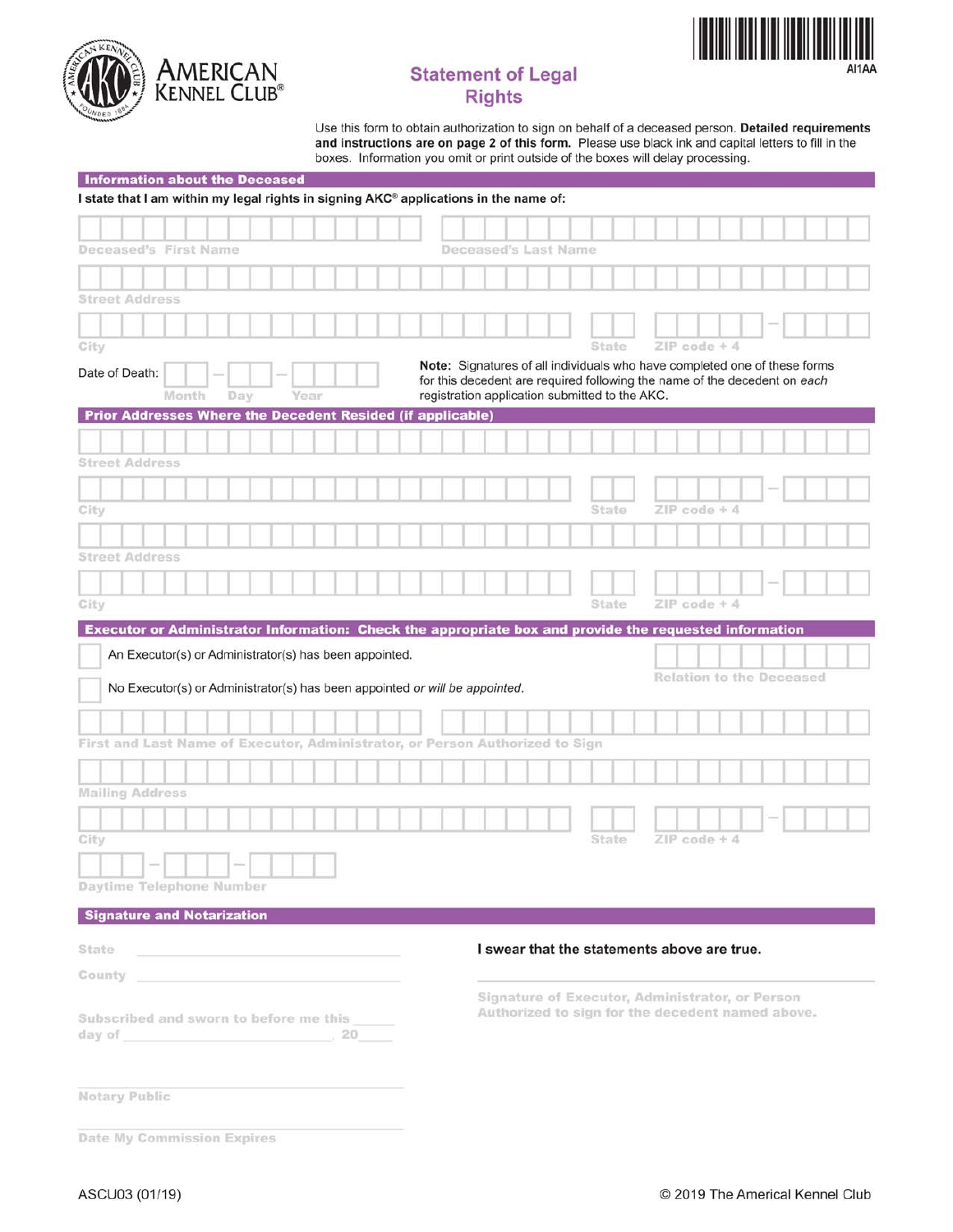AMERICAN KENNEL CLUB®

AI1AA

# Statement of Legal Rights

Use this form to obtain authorization to sign on behalf of a deceased person. **Detailed requirements and instructions are on page 2 of this form.** Please use black ink and capital letters to fill in the boxes. Information you omit or print outside of the boxes will delay processing.

## Information about the Deceased

**I state that I am within my legal rights in signing AKC® applications in the name of:**

Deceased's First Name | Deceased's Last Name

Street Address

City | State | ZIP code + 4

Date of Death: Month – Day – Year

**Note:** Signatures of all individuals who have completed one of these forms for this decedent are required following the name of the decedent on *each* registration application submitted to the AKC.

## Prior Addresses Where the Decedent Resided (if applicable)

Street Address

City | State | ZIP code + 4

Street Address

City | State | ZIP code + 4

## Executor or Administrator Information: Check the appropriate box and provide the requested information

☐ An Executor(s) or Administrator(s) has been appointed.

☐ No Executor(s) or Administrator(s) has been appointed *or will be appointed*.

Relation to the Deceased

First and Last Name of Executor, Administrator, or Person Authorized to Sign

Mailing Address

City | State | ZIP code + 4

Daytime Telephone Number

## Signature and Notarization

State ______________________

County ______________________

Subscribed and sworn to before me this ______ day of ______________________, 20____

______________________
Notary Public

______________________
Date My Commission Expires

**I swear that the statements above are true.**

______________________
Signature of Executor, Administrator, or Person Authorized to sign for the decedent named above.

ASCU03 (01/19)

© 2019 The Americal Kennel Club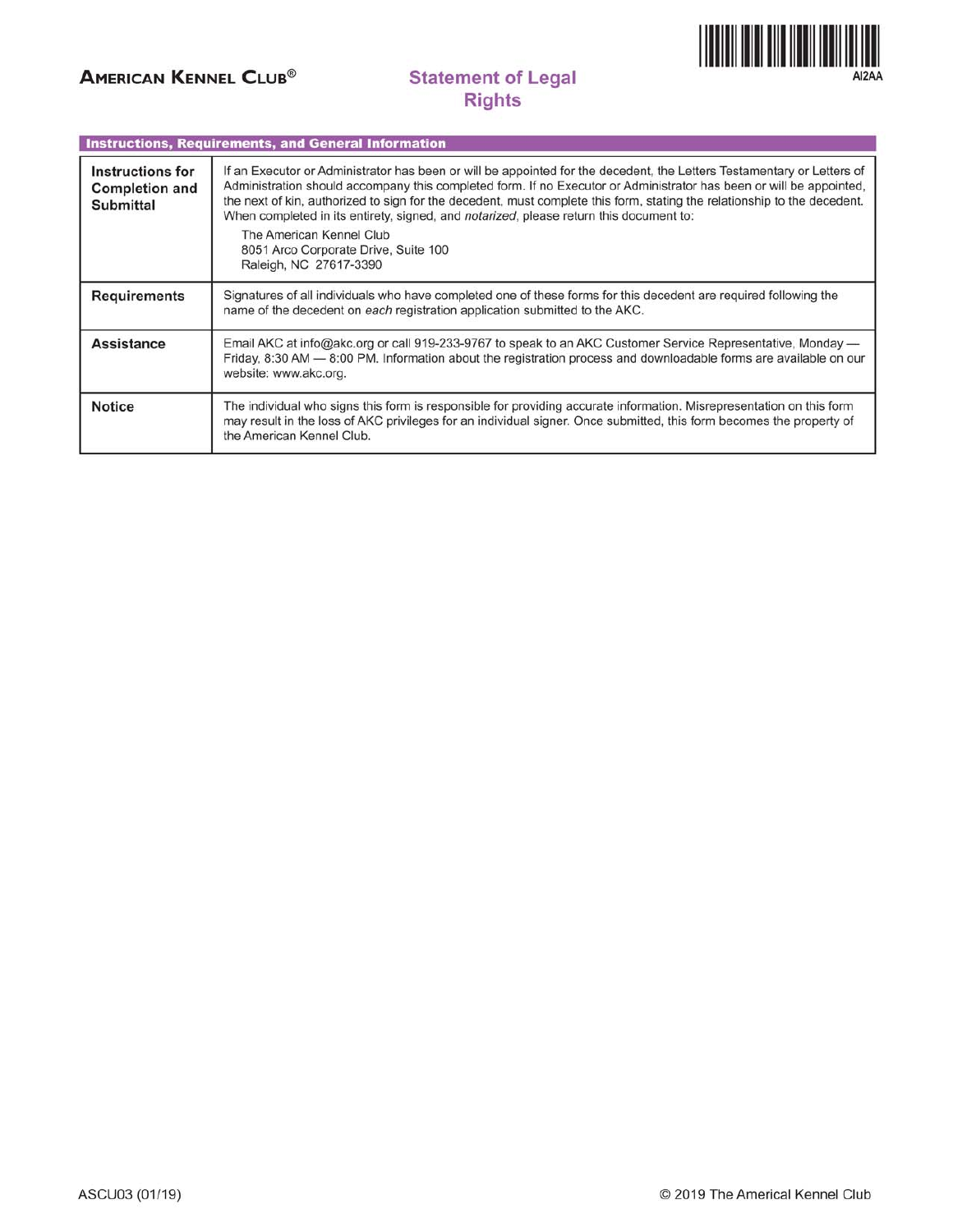**American Kennel Club®**

# Statement of Legal Rights

AI2AA

## Instructions, Requirements, and General Information

| | |
|---|---|
| **Instructions for Completion and Submittal** | If an Executor or Administrator has been or will be appointed for the decedent, the Letters Testamentary or Letters of Administration should accompany this completed form. If no Executor or Administrator has been or will be appointed, the next of kin, authorized to sign for the decedent, must complete this form, stating the relationship to the decedent. When completed in its entirety, signed, and *notarized*, please return this document to:<br>The American Kennel Club<br>8051 Arco Corporate Drive, Suite 100<br>Raleigh, NC 27617-3390 |
| **Requirements** | Signatures of all individuals who have completed one of these forms for this decedent are required following the name of the decedent on *each* registration application submitted to the AKC. |
| **Assistance** | Email AKC at info@akc.org or call 919-233-9767 to speak to an AKC Customer Service Representative, Monday — Friday, 8:30 AM — 8:00 PM. Information about the registration process and downloadable forms are available on our website: www.akc.org. |
| **Notice** | The individual who signs this form is responsible for providing accurate information. Misrepresentation on this form may result in the loss of AKC privileges for an individual signer. Once submitted, this form becomes the property of the American Kennel Club. |

ASCU03 (01/19)

© 2019 The Americal Kennel Club